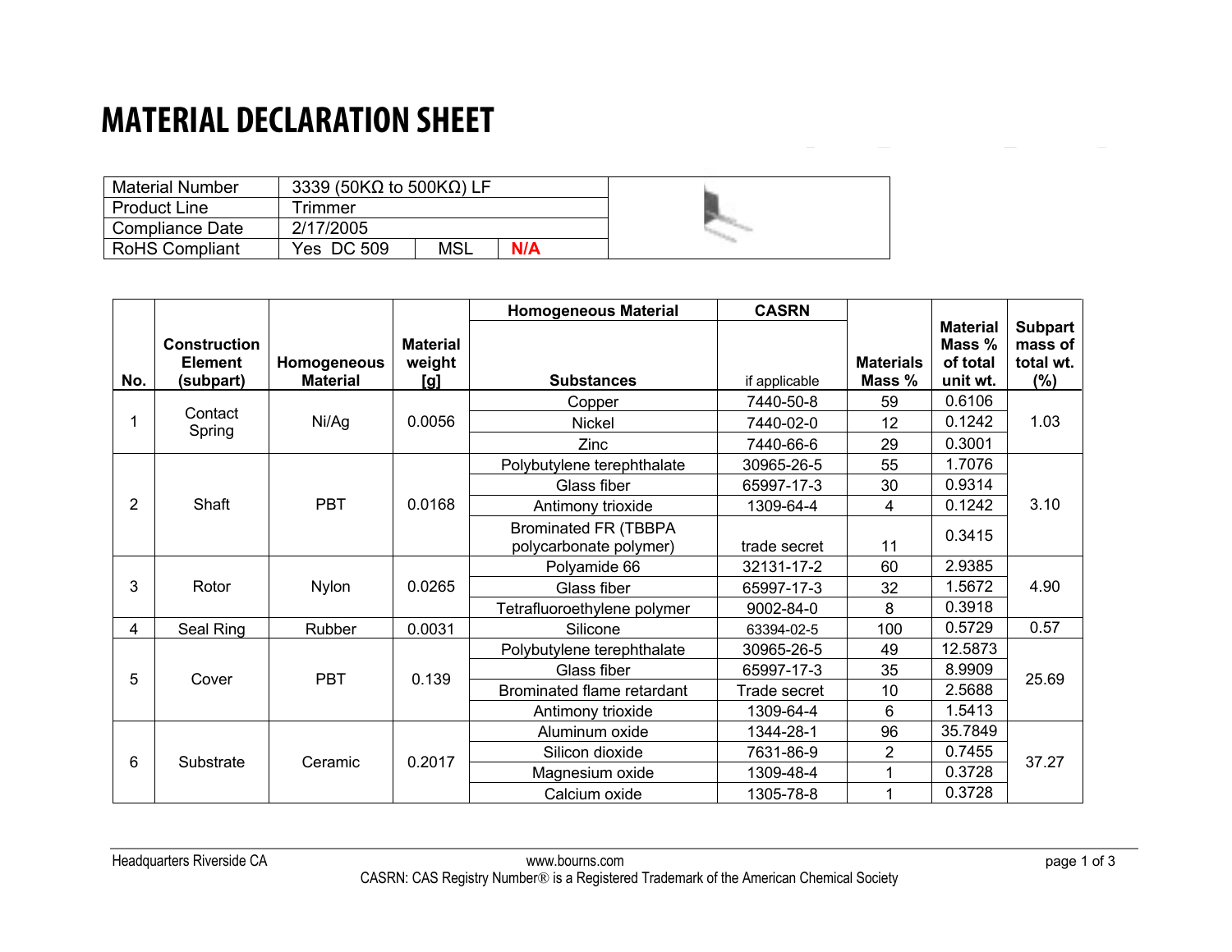# MATERIAL DECLARATION SHEET

| | | | |
|---|---|---|---|
| Material Number | 3339 (50KΩ to 500KΩ) LF | | |
| Product Line | Trimmer | | |
| Compliance Date | 2/17/2005 | | |
| RoHS Compliant | Yes DC 509 | MSL | N/A |

| No. | Construction Element (subpart) | Homogeneous Material | Material weight [g] | Homogeneous Material Substances | CASRN if applicable | Materials Mass % | Material Mass % of total unit wt. | Subpart mass of total wt. (%) |
|---|---|---|---|---|---|---|---|---|
| 1 | Contact Spring | Ni/Ag | 0.0056 | Copper | 7440-50-8 | 59 | 0.6106 | 1.03 |
| | | | | Nickel | 7440-02-0 | 12 | 0.1242 | |
| | | | | Zinc | 7440-66-6 | 29 | 0.3001 | |
| 2 | Shaft | PBT | 0.0168 | Polybutylene terephthalate | 30965-26-5 | 55 | 1.7076 | 3.10 |
| | | | | Glass fiber | 65997-17-3 | 30 | 0.9314 | |
| | | | | Antimony trioxide | 1309-64-4 | 4 | 0.1242 | |
| | | | | Brominated FR (TBBPA polycarbonate polymer) | trade secret | 11 | 0.3415 | |
| 3 | Rotor | Nylon | 0.0265 | Polyamide 66 | 32131-17-2 | 60 | 2.9385 | 4.90 |
| | | | | Glass fiber | 65997-17-3 | 32 | 1.5672 | |
| | | | | Tetrafluoroethylene polymer | 9002-84-0 | 8 | 0.3918 | |
| 4 | Seal Ring | Rubber | 0.0031 | Silicone | 63394-02-5 | 100 | 0.5729 | 0.57 |
| 5 | Cover | PBT | 0.139 | Polybutylene terephthalate | 30965-26-5 | 49 | 12.5873 | 25.69 |
| | | | | Glass fiber | 65997-17-3 | 35 | 8.9909 | |
| | | | | Brominated flame retardant | Trade secret | 10 | 2.5688 | |
| | | | | Antimony trioxide | 1309-64-4 | 6 | 1.5413 | |
| 6 | Substrate | Ceramic | 0.2017 | Aluminum oxide | 1344-28-1 | 96 | 35.7849 | 37.27 |
| | | | | Silicon dioxide | 7631-86-9 | 2 | 0.7455 | |
| | | | | Magnesium oxide | 1309-48-4 | 1 | 0.3728 | |
| | | | | Calcium oxide | 1305-78-8 | 1 | 0.3728 | |

Headquarters Riverside CA www.bourns.com

CASRN: CAS Registry Number® is a Registered Trademark of the American Chemical Society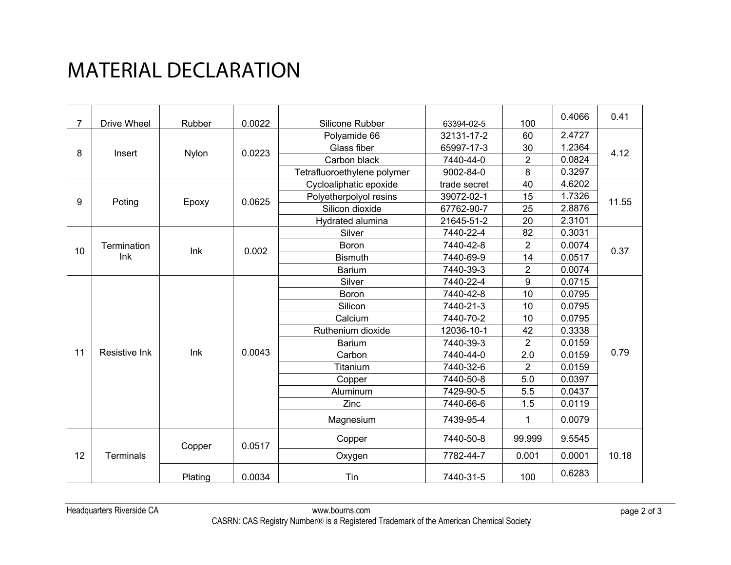# MATERIAL DECLARATION

| | | | | | | | | |
|---|---|---|---|---|---|---|---|---|
| 7 | Drive Wheel | Rubber | 0.0022 | Silicone Rubber | 63394-02-5 | 100 | 0.4066 | 0.41 |
| 8 | Insert | Nylon | 0.0223 | Polyamide 66 | 32131-17-2 | 60 | 2.4727 | 4.12 |
| | | | | Glass fiber | 65997-17-3 | 30 | 1.2364 | |
| | | | | Carbon black | 7440-44-0 | 2 | 0.0824 | |
| | | | | Tetrafluoroethylene polymer | 9002-84-0 | 8 | 0.3297 | |
| 9 | Poting | Epoxy | 0.0625 | Cycloaliphatic epoxide | trade secret | 40 | 4.6202 | 11.55 |
| | | | | Polyetherpolyol resins | 39072-02-1 | 15 | 1.7326 | |
| | | | | Silicon dioxide | 67762-90-7 | 25 | 2.8876 | |
| | | | | Hydrated alumina | 21645-51-2 | 20 | 2.3101 | |
| 10 | Termination Ink | Ink | 0.002 | Silver | 7440-22-4 | 82 | 0.3031 | 0.37 |
| | | | | Boron | 7440-42-8 | 2 | 0.0074 | |
| | | | | Bismuth | 7440-69-9 | 14 | 0.0517 | |
| | | | | Barium | 7440-39-3 | 2 | 0.0074 | |
| 11 | Resistive Ink | Ink | 0.0043 | Silver | 7440-22-4 | 9 | 0.0715 | 0.79 |
| | | | | Boron | 7440-42-8 | 10 | 0.0795 | |
| | | | | Silicon | 7440-21-3 | 10 | 0.0795 | |
| | | | | Calcium | 7440-70-2 | 10 | 0.0795 | |
| | | | | Ruthenium dioxide | 12036-10-1 | 42 | 0.3338 | |
| | | | | Barium | 7440-39-3 | 2 | 0.0159 | |
| | | | | Carbon | 7440-44-0 | 2.0 | 0.0159 | |
| | | | | Titanium | 7440-32-6 | 2 | 0.0159 | |
| | | | | Copper | 7440-50-8 | 5.0 | 0.0397 | |
| | | | | Aluminum | 7429-90-5 | 5.5 | 0.0437 | |
| | | | | Zinc | 7440-66-6 | 1.5 | 0.0119 | |
| | | | | Magnesium | 7439-95-4 | 1 | 0.0079 | |
| 12 | Terminals | Copper | 0.0517 | Copper | 7440-50-8 | 99.999 | 9.5545 | 10.18 |
| | | | | Oxygen | 7782-44-7 | 0.001 | 0.0001 | |
| | | Plating | 0.0034 | Tin | 7440-31-5 | 100 | 0.6283 | |

Headquarters Riverside CA | www.bourns.com

CASRN: CAS Registry Number® is a Registered Trademark of the American Chemical Society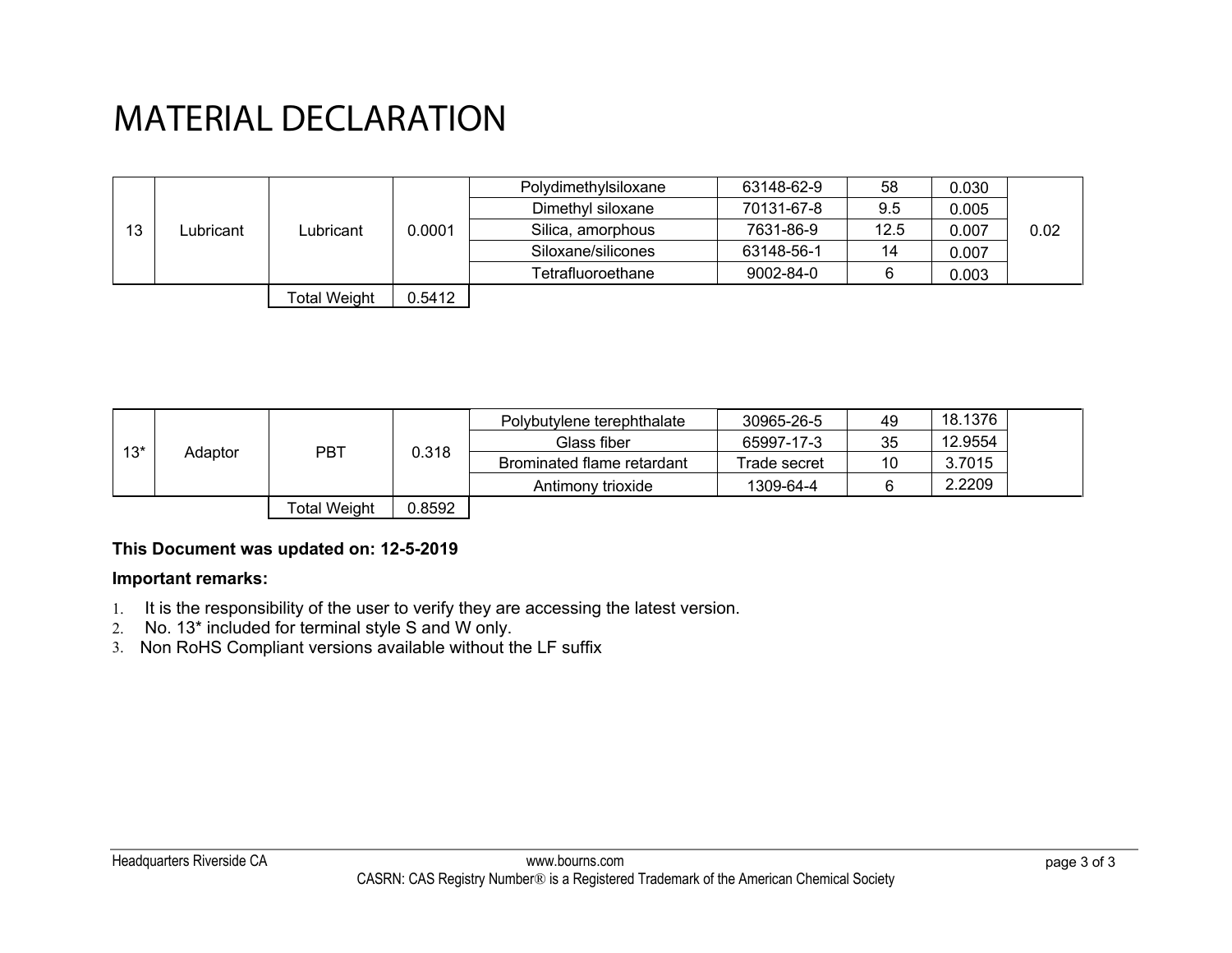# MATERIAL DECLARATION

| | | | | | | | | |
|---|---|---|---|---|---|---|---|---|
| 13 | Lubricant | Lubricant | 0.0001 | Polydimethylsiloxane | 63148-62-9 | 58 | 0.030 | 0.02 |
| | | | | Dimethyl siloxane | 70131-67-8 | 9.5 | 0.005 | |
| | | | | Silica, amorphous | 7631-86-9 | 12.5 | 0.007 | |
| | | | | Siloxane/silicones | 63148-56-1 | 14 | 0.007 | |
| | | | | Tetrafluoroethane | 9002-84-0 | 6 | 0.003 | |
| | | Total Weight | 0.5412 | | | | | |

| | | | | | | | | |
|---|---|---|---|---|---|---|---|---|
| 13* | Adaptor | PBT | 0.318 | Polybutylene terephthalate | 30965-26-5 | 49 | 18.1376 | |
| | | | | Glass fiber | 65997-17-3 | 35 | 12.9554 | |
| | | | | Brominated flame retardant | Trade secret | 10 | 3.7015 | |
| | | | | Antimony trioxide | 1309-64-4 | 6 | 2.2209 | |
| | | Total Weight | 0.8592 | | | | | |

**This Document was updated on: 12-5-2019**

**Important remarks:**

1. It is the responsibility of the user to verify they are accessing the latest version.
2. No. 13* included for terminal style S and W only.
3. Non RoHS Compliant versions available without the LF suffix

Headquarters Riverside CA www.bourns.com

CASRN: CAS Registry Number® is a Registered Trademark of the American Chemical Society